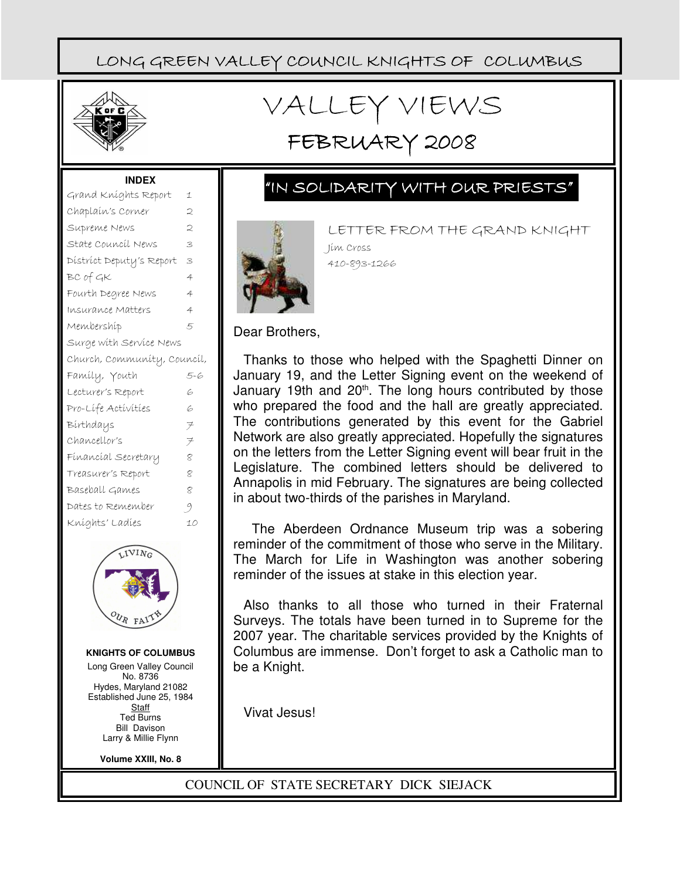LONG GREEN VALLEY COUNCIL KNIGHTS OF COLUMBUS

# VALLEY VIEWS

## FEBRUARY 2008

**INDEX**

| | |
|---|---|
| Grand Knights Report | 1 |
| Chaplain's Corner | 2 |
| Supreme News | 2 |
| State Council News | 3 |
| District Deputy's Report | 3 |
| BC of GK | 4 |
| Fourth Degree News | 4 |
| Insurance Matters | 4 |
| Membership | 5 |
| Surge with Service News | |
| Church, Community, Council, Family, Youth | 5-6 |
| Lecturer's Report | 6 |
| Pro-Life Activities | 6 |
| Birthdays | 7 |
| Chancellor's | 7 |
| Financial Secretary | 8 |
| Treasurer's Report | 8 |
| Baseball Games | 8 |
| Dates to Remember | 9 |
| Knights' Ladies | 10 |

**KNIGHTS OF COLUMBUS**

Long Green Valley Council
No. 8736
Hydes, Maryland 21082
Established June 25, 1984

Staff
Ted Burns
Bill Davison
Larry & Millie Flynn

**Volume XXIII, No. 8**

## "IN SOLIDARITY WITH OUR PRIESTS"

### LETTER FROM THE GRAND KNIGHT

Jim Cross
410-893-1266

Dear Brothers,

Thanks to those who helped with the Spaghetti Dinner on January 19, and the Letter Signing event on the weekend of January 19th and 20th. The long hours contributed by those who prepared the food and the hall are greatly appreciated. The contributions generated by this event for the Gabriel Network are also greatly appreciated. Hopefully the signatures on the letters from the Letter Signing event will bear fruit in the Legislature. The combined letters should be delivered to Annapolis in mid February. The signatures are being collected in about two-thirds of the parishes in Maryland.

The Aberdeen Ordnance Museum trip was a sobering reminder of the commitment of those who serve in the Military. The March for Life in Washington was another sobering reminder of the issues at stake in this election year.

Also thanks to all those who turned in their Fraternal Surveys. The totals have been turned in to Supreme for the 2007 year. The charitable services provided by the Knights of Columbus are immense. Don't forget to ask a Catholic man to be a Knight.

Vivat Jesus!

COUNCIL OF STATE SECRETARY DICK SIEJACK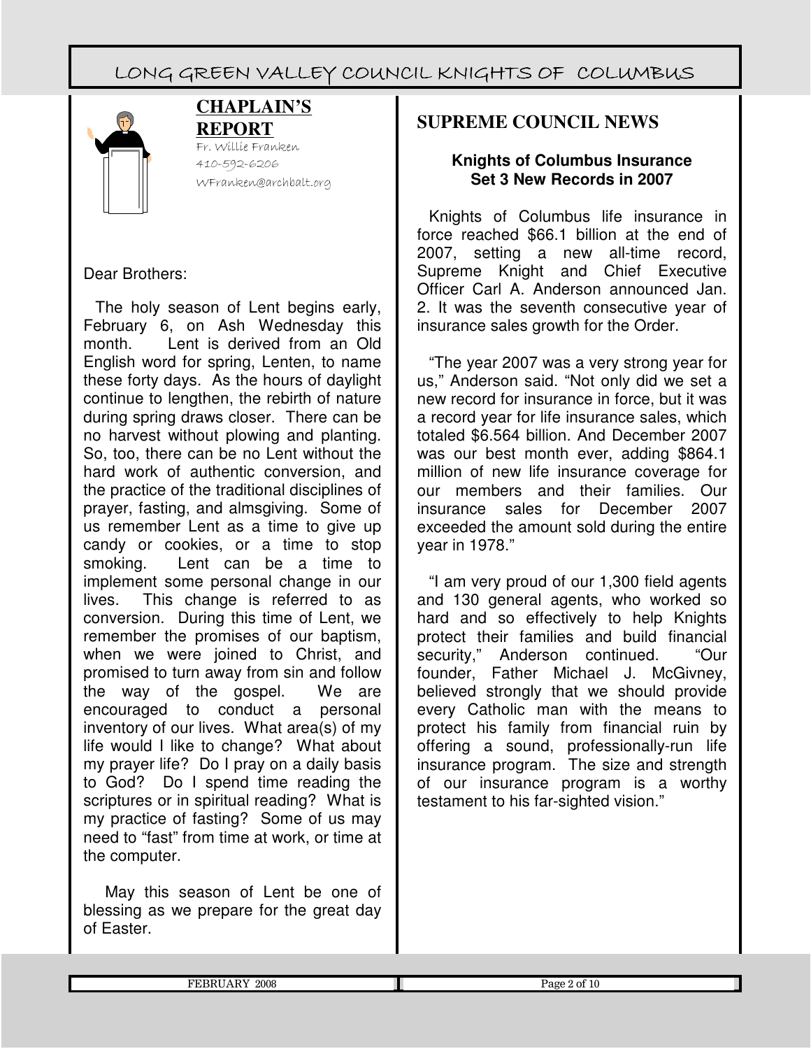## CHAPLAIN'S REPORT

Fr. Willie Franken
410-592-6206
WFranken@archbalt.org

Dear Brothers:

The holy season of Lent begins early, February 6, on Ash Wednesday this month. Lent is derived from an Old English word for spring, Lenten, to name these forty days. As the hours of daylight continue to lengthen, the rebirth of nature during spring draws closer. There can be no harvest without plowing and planting. So, too, there can be no Lent without the hard work of authentic conversion, and the practice of the traditional disciplines of prayer, fasting, and almsgiving. Some of us remember Lent as a time to give up candy or cookies, or a time to stop smoking. Lent can be a time to implement some personal change in our lives. This change is referred to as conversion. During this time of Lent, we remember the promises of our baptism, when we were joined to Christ, and promised to turn away from sin and follow the way of the gospel. We are encouraged to conduct a personal inventory of our lives. What area(s) of my life would I like to change? What about my prayer life? Do I pray on a daily basis to God? Do I spend time reading the scriptures or in spiritual reading? What is my practice of fasting? Some of us may need to "fast" from time at work, or time at the computer.

May this season of Lent be one of blessing as we prepare for the great day of Easter.

## SUPREME COUNCIL NEWS

### Knights of Columbus Insurance Set 3 New Records in 2007

Knights of Columbus life insurance in force reached $66.1 billion at the end of 2007, setting a new all-time record, Supreme Knight and Chief Executive Officer Carl A. Anderson announced Jan. 2. It was the seventh consecutive year of insurance sales growth for the Order.

"The year 2007 was a very strong year for us," Anderson said. "Not only did we set a new record for insurance in force, but it was a record year for life insurance sales, which totaled $6.564 billion. And December 2007 was our best month ever, adding $864.1 million of new life insurance coverage for our members and their families. Our insurance sales for December 2007 exceeded the amount sold during the entire year in 1978."

"I am very proud of our 1,300 field agents and 130 general agents, who worked so hard and so effectively to help Knights protect their families and build financial security," Anderson continued. "Our founder, Father Michael J. McGivney, believed strongly that we should provide every Catholic man with the means to protect his family from financial ruin by offering a sound, professionally-run life insurance program. The size and strength of our insurance program is a worthy testament to his far-sighted vision."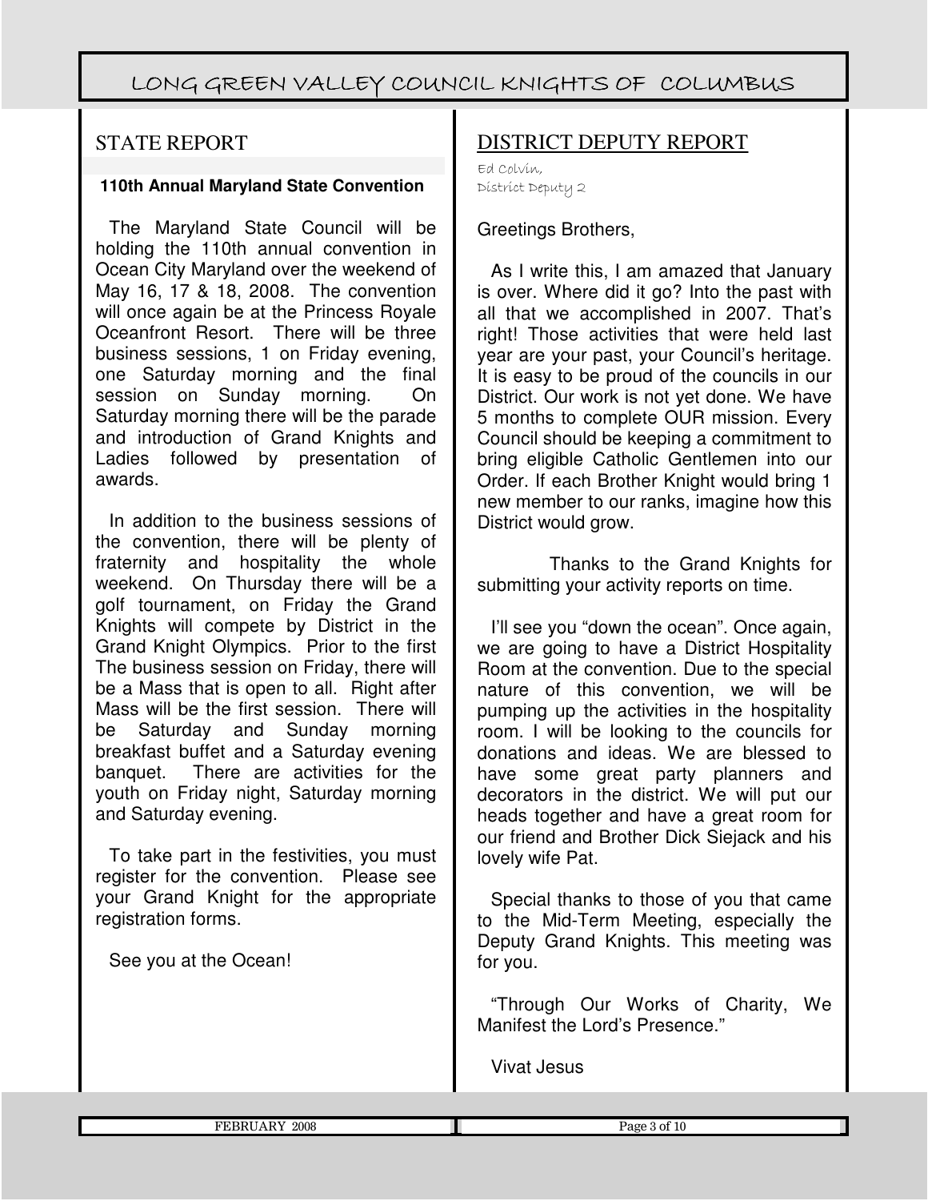## STATE REPORT

**110th Annual Maryland State Convention**

The Maryland State Council will be holding the 110th annual convention in Ocean City Maryland over the weekend of May 16, 17 & 18, 2008. The convention will once again be at the Princess Royale Oceanfront Resort. There will be three business sessions, 1 on Friday evening, one Saturday morning and the final session on Sunday morning. On Saturday morning there will be the parade and introduction of Grand Knights and Ladies followed by presentation of awards.

In addition to the business sessions of the convention, there will be plenty of fraternity and hospitality the whole weekend. On Thursday there will be a golf tournament, on Friday the Grand Knights will compete by District in the Grand Knight Olympics. Prior to the first The business session on Friday, there will be a Mass that is open to all. Right after Mass will be the first session. There will be Saturday and Sunday morning breakfast buffet and a Saturday evening banquet. There are activities for the youth on Friday night, Saturday morning and Saturday evening.

To take part in the festivities, you must register for the convention. Please see your Grand Knight for the appropriate registration forms.

See you at the Ocean!

## DISTRICT DEPUTY REPORT

Ed Colvin,
District Deputy 2

Greetings Brothers,

As I write this, I am amazed that January is over. Where did it go? Into the past with all that we accomplished in 2007. That's right! Those activities that were held last year are your past, your Council's heritage. It is easy to be proud of the councils in our District. Our work is not yet done. We have 5 months to complete OUR mission. Every Council should be keeping a commitment to bring eligible Catholic Gentlemen into our Order. If each Brother Knight would bring 1 new member to our ranks, imagine how this District would grow.

Thanks to the Grand Knights for submitting your activity reports on time.

I'll see you "down the ocean". Once again, we are going to have a District Hospitality Room at the convention. Due to the special nature of this convention, we will be pumping up the activities in the hospitality room. I will be looking to the councils for donations and ideas. We are blessed to have some great party planners and decorators in the district. We will put our heads together and have a great room for our friend and Brother Dick Siejack and his lovely wife Pat.

Special thanks to those of you that came to the Mid-Term Meeting, especially the Deputy Grand Knights. This meeting was for you.

"Through Our Works of Charity, We Manifest the Lord's Presence."

Vivat Jesus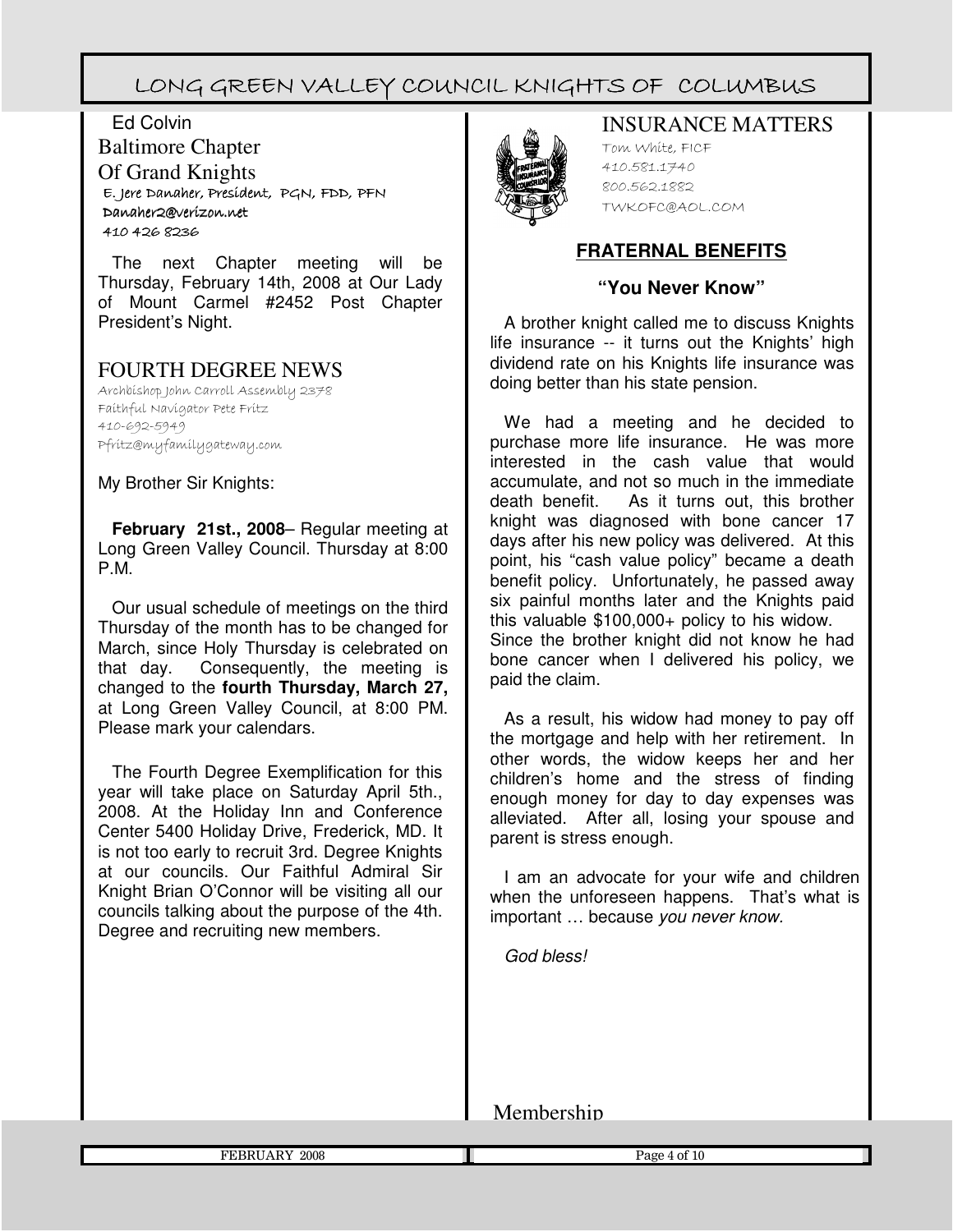Ed Colvin

## Baltimore Chapter Of Grand Knights

E. Jere Danaher, President, PGN, FDD, PFN
Danaher2@verizon.net
410 426 8236

The next Chapter meeting will be Thursday, February 14th, 2008 at Our Lady of Mount Carmel #2452 Post Chapter President's Night.

## FOURTH DEGREE NEWS

Archbishop John Carroll Assembly 2378
Faithful Navigator Pete Fritz
410-692-5949
Pfritz@myfamilygateway.com

My Brother Sir Knights:

**February 21st., 2008**– Regular meeting at Long Green Valley Council. Thursday at 8:00 P.M.

Our usual schedule of meetings on the third Thursday of the month has to be changed for March, since Holy Thursday is celebrated on that day. Consequently, the meeting is changed to the **fourth Thursday, March 27,** at Long Green Valley Council, at 8:00 PM. Please mark your calendars.

The Fourth Degree Exemplification for this year will take place on Saturday April 5th., 2008. At the Holiday Inn and Conference Center 5400 Holiday Drive, Frederick, MD. It is not too early to recruit 3rd. Degree Knights at our councils. Our Faithful Admiral Sir Knight Brian O'Connor will be visiting all our councils talking about the purpose of the 4th. Degree and recruiting new members.

## INSURANCE MATTERS

Tom White, FICF
410.581.1740
800.562.1882
TWKOFC@AOL.COM

### FRATERNAL BENEFITS

**"You Never Know"**

A brother knight called me to discuss Knights life insurance -- it turns out the Knights' high dividend rate on his Knights life insurance was doing better than his state pension.

We had a meeting and he decided to purchase more life insurance. He was more interested in the cash value that would accumulate, and not so much in the immediate death benefit. As it turns out, this brother knight was diagnosed with bone cancer 17 days after his new policy was delivered. At this point, his "cash value policy" became a death benefit policy. Unfortunately, he passed away six painful months later and the Knights paid this valuable $100,000+ policy to his widow. Since the brother knight did not know he had bone cancer when I delivered his policy, we paid the claim.

As a result, his widow had money to pay off the mortgage and help with her retirement. In other words, the widow keeps her and her children's home and the stress of finding enough money for day to day expenses was alleviated. After all, losing your spouse and parent is stress enough.

I am an advocate for your wife and children when the unforeseen happens. That's what is important … because *you never know*.

*God bless!*

## Membership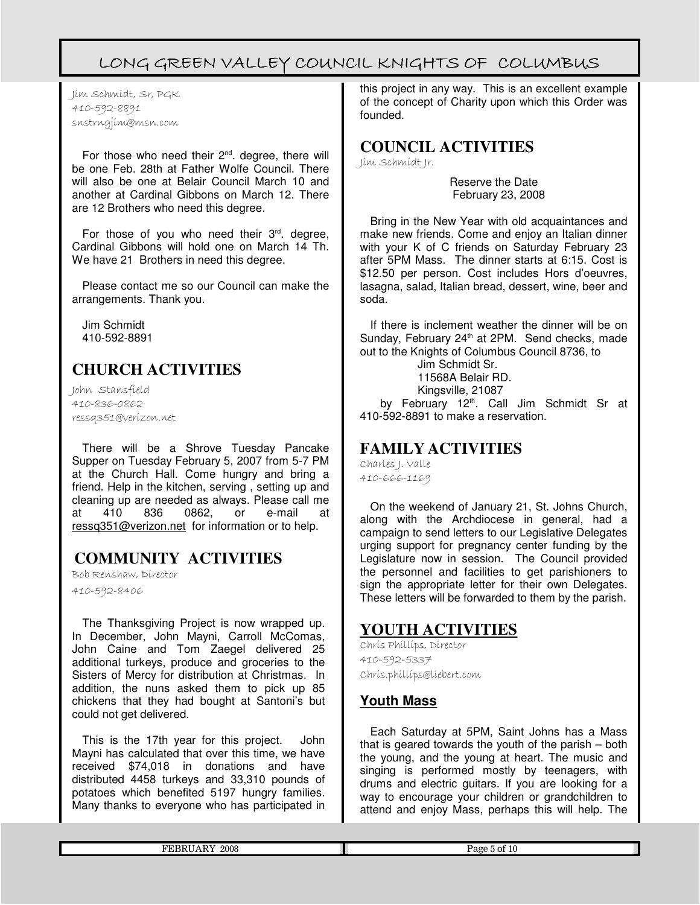Jim Schmidt, Sr, PGK
410-592-8891
snstrngjim@msn.com

For those who need their 2nd. degree, there will be one Feb. 28th at Father Wolfe Council. There will also be one at Belair Council March 10 and another at Cardinal Gibbons on March 12. There are 12 Brothers who need this degree.

For those of you who need their 3rd. degree, Cardinal Gibbons will hold one on March 14 Th. We have 21 Brothers in need this degree.

Please contact me so our Council can make the arrangements. Thank you.

Jim Schmidt
410-592-8891

## CHURCH ACTIVITIES

John Stansfield
410-836-0862
ressq351@verizon.net

There will be a Shrove Tuesday Pancake Supper on Tuesday February 5, 2007 from 5-7 PM at the Church Hall. Come hungry and bring a friend. Help in the kitchen, serving , setting up and cleaning up are needed as always. Please call me at 410 836 0862, or e-mail at ressq351@verizon.net for information or to help.

## COMMUNITY ACTIVITIES

Bob Renshaw, Director
410-592-8406

The Thanksgiving Project is now wrapped up. In December, John Mayni, Carroll McComas, John Caine and Tom Zaegel delivered 25 additional turkeys, produce and groceries to the Sisters of Mercy for distribution at Christmas. In addition, the nuns asked them to pick up 85 chickens that they had bought at Santoni's but could not get delivered.

This is the 17th year for this project. John Mayni has calculated that over this time, we have received $74,018 in donations and have distributed 4458 turkeys and 33,310 pounds of potatoes which benefited 5197 hungry families. Many thanks to everyone who has participated in this project in any way. This is an excellent example of the concept of Charity upon which this Order was founded.

## COUNCIL ACTIVITIES

Jim Schmidt Jr.

Reserve the Date
February 23, 2008

Bring in the New Year with old acquaintances and make new friends. Come and enjoy an Italian dinner with your K of C friends on Saturday February 23 after 5PM Mass. The dinner starts at 6:15. Cost is $12.50 per person. Cost includes Hors d'oeuvres, lasagna, salad, Italian bread, dessert, wine, beer and soda.

If there is inclement weather the dinner will be on Sunday, February 24th at 2PM. Send checks, made out to the Knights of Columbus Council 8736, to

Jim Schmidt Sr.
11568A Belair RD.
Kingsville, 21087

by February 12th. Call Jim Schmidt Sr at 410-592-8891 to make a reservation.

## FAMILY ACTIVITIES

Charles J. Valle
410-666-1169

On the weekend of January 21, St. Johns Church, along with the Archdiocese in general, had a campaign to send letters to our Legislative Delegates urging support for pregnancy center funding by the Legislature now in session. The Council provided the personnel and facilities to get parishioners to sign the appropriate letter for their own Delegates. These letters will be forwarded to them by the parish.

## YOUTH ACTIVITIES

Chris Phillips, Director
410-592-5337
Chris.phillips@liebert.com

### Youth Mass

Each Saturday at 5PM, Saint Johns has a Mass that is geared towards the youth of the parish – both the young, and the young at heart. The music and singing is performed mostly by teenagers, with drums and electric guitars. If you are looking for a way to encourage your children or grandchildren to attend and enjoy Mass, perhaps this will help. The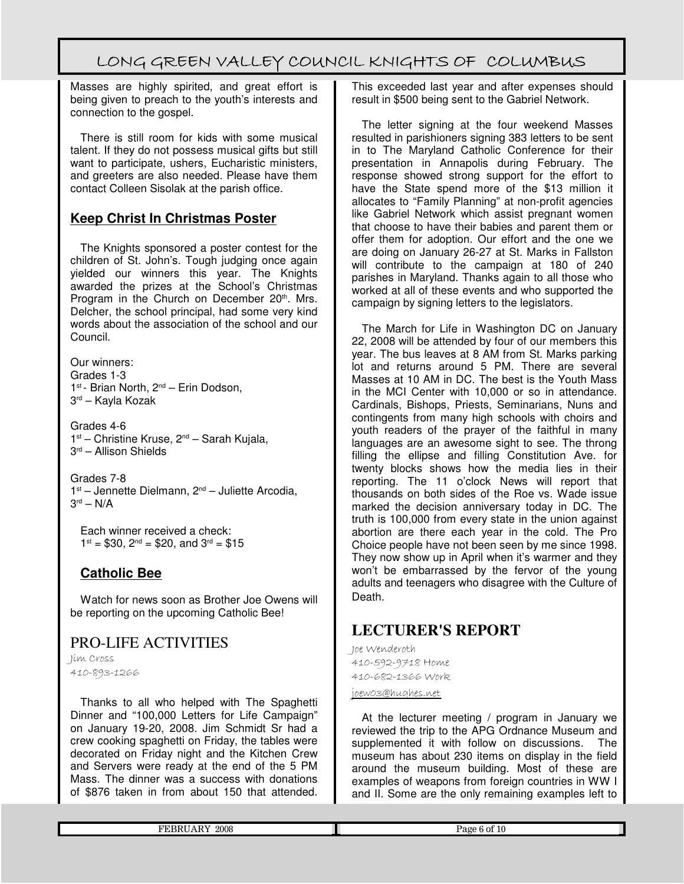Masses are highly spirited, and great effort is being given to preach to the youth's interests and connection to the gospel.

There is still room for kids with some musical talent. If they do not possess musical gifts but still want to participate, ushers, Eucharistic ministers, and greeters are also needed. Please have them contact Colleen Sisolak at the parish office.

### Keep Christ In Christmas Poster

The Knights sponsored a poster contest for the children of St. John's. Tough judging once again yielded our winners this year. The Knights awarded the prizes at the School's Christmas Program in the Church on December 20th. Mrs. Delcher, the school principal, had some very kind words about the association of the school and our Council.

Our winners:
Grades 1-3
1st - Brian North, 2nd – Erin Dodson,
3rd – Kayla Kozak

Grades 4-6
1st – Christine Kruse, 2nd – Sarah Kujala,
3rd – Allison Shields

Grades 7-8
1st – Jennette Dielmann, 2nd – Juliette Arcodia,
3rd – N/A

Each winner received a check:
1st = $30, 2nd = $20, and 3rd = $15

### Catholic Bee

Watch for news soon as Brother Joe Owens will be reporting on the upcoming Catholic Bee!

## PRO-LIFE ACTIVITIES

Jim Cross
410-893-1266

Thanks to all who helped with The Spaghetti Dinner and "100,000 Letters for Life Campaign" on January 19-20, 2008. Jim Schmidt Sr had a crew cooking spaghetti on Friday, the tables were decorated on Friday night and the Kitchen Crew and Servers were ready at the end of the 5 PM Mass. The dinner was a success with donations of $876 taken in from about 150 that attended. This exceeded last year and after expenses should result in $500 being sent to the Gabriel Network.

The letter signing at the four weekend Masses resulted in parishioners signing 383 letters to be sent in to The Maryland Catholic Conference for their presentation in Annapolis during February. The response showed strong support for the effort to have the State spend more of the $13 million it allocates to "Family Planning" at non-profit agencies like Gabriel Network which assist pregnant women that choose to have their babies and parent them or offer them for adoption. Our effort and the one we are doing on January 26-27 at St. Marks in Fallston will contribute to the campaign at 180 of 240 parishes in Maryland. Thanks again to all those who worked at all of these events and who supported the campaign by signing letters to the legislators.

The March for Life in Washington DC on January 22, 2008 will be attended by four of our members this year. The bus leaves at 8 AM from St. Marks parking lot and returns around 5 PM. There are several Masses at 10 AM in DC. The best is the Youth Mass in the MCI Center with 10,000 or so in attendance. Cardinals, Bishops, Priests, Seminarians, Nuns and contingents from many high schools with choirs and youth readers of the prayer of the faithful in many languages are an awesome sight to see. The throng filling the ellipse and filling Constitution Ave. for twenty blocks shows how the media lies in their reporting. The 11 o'clock News will report that thousands on both sides of the Roe vs. Wade issue marked the decision anniversary today in DC. The truth is 100,000 from every state in the union against abortion are there each year in the cold. The Pro Choice people have not been seen by me since 1998. They now show up in April when it's warmer and they won't be embarrassed by the fervor of the young adults and teenagers who disagree with the Culture of Death.

## LECTURER'S REPORT

Joe Wenderoth
410-592-9718 Home
410-682-1366 Work
joew03@hughes.net

At the lecturer meeting / program in January we reviewed the trip to the APG Ordnance Museum and supplemented it with follow on discussions. The museum has about 230 items on display in the field around the museum building. Most of these are examples of weapons from foreign countries in WW I and II. Some are the only remaining examples left to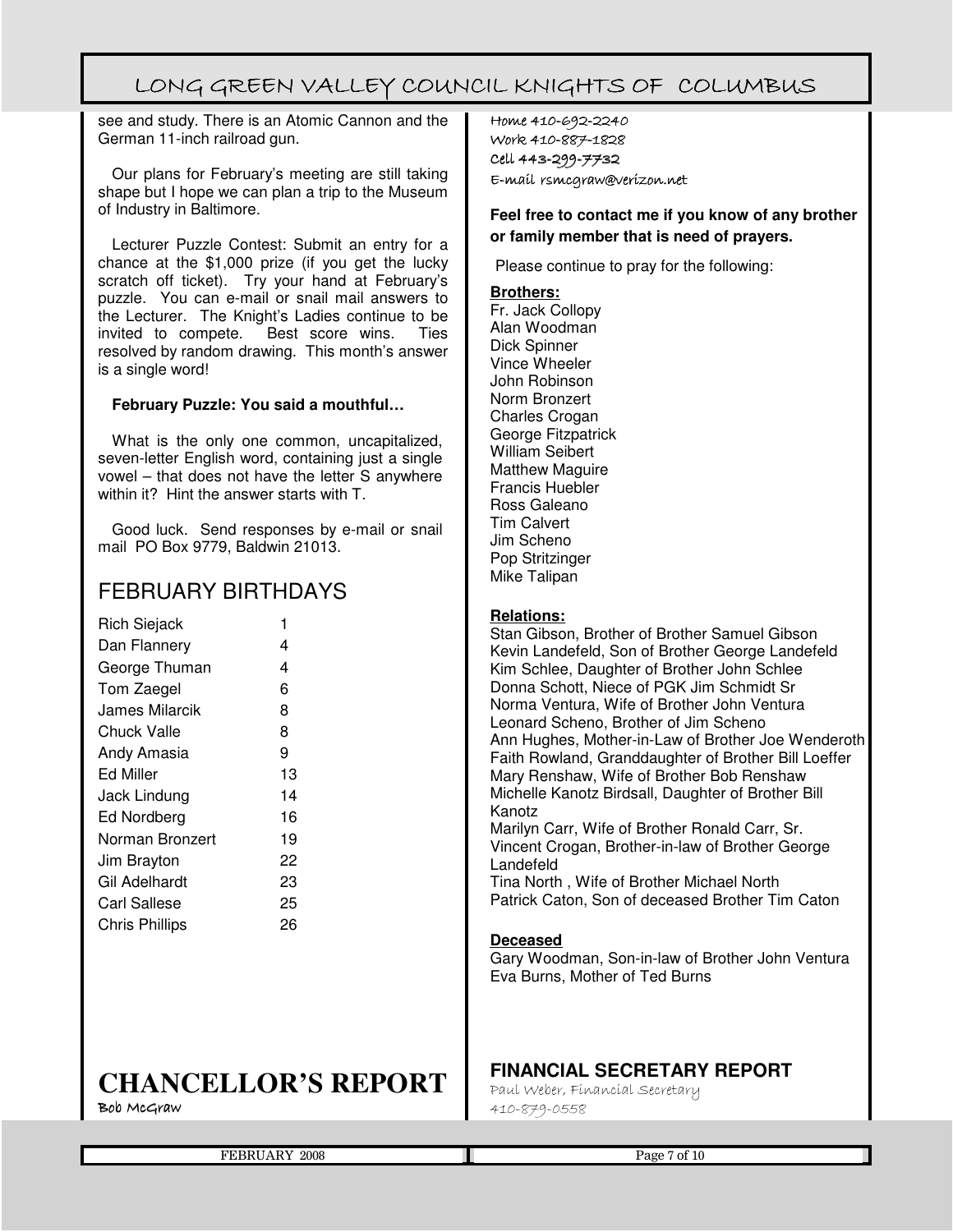see and study. There is an Atomic Cannon and the German 11-inch railroad gun.

Our plans for February's meeting are still taking shape but I hope we can plan a trip to the Museum of Industry in Baltimore.

Lecturer Puzzle Contest: Submit an entry for a chance at the $1,000 prize (if you get the lucky scratch off ticket). Try your hand at February's puzzle. You can e-mail or snail mail answers to the Lecturer. The Knight's Ladies continue to be invited to compete. Best score wins. Ties resolved by random drawing. This month's answer is a single word!

**February Puzzle: You said a mouthful…**

What is the only one common, uncapitalized, seven-letter English word, containing just a single vowel – that does not have the letter S anywhere within it? Hint the answer starts with T.

Good luck. Send responses by e-mail or snail mail PO Box 9779, Baldwin 21013.

## FEBRUARY BIRTHDAYS

| | |
|---|---|
| Rich Siejack | 1 |
| Dan Flannery | 4 |
| George Thuman | 4 |
| Tom Zaegel | 6 |
| James Milarcik | 8 |
| Chuck Valle | 8 |
| Andy Amasia | 9 |
| Ed Miller | 13 |
| Jack Lindung | 14 |
| Ed Nordberg | 16 |
| Norman Bronzert | 19 |
| Jim Brayton | 22 |
| Gil Adelhardt | 23 |
| Carl Sallese | 25 |
| Chris Phillips | 26 |

# CHANCELLOR'S REPORT

Bob McGraw

Home 410-692-2240
Work 410-887-1828
Cell 443-299-7732
E-mail rsmcgraw@verizon.net

**Feel free to contact me if you know of any brother or family member that is need of prayers.**

Please continue to pray for the following:

**Brothers:**

Fr. Jack Collopy
Alan Woodman
Dick Spinner
Vince Wheeler
John Robinson
Norm Bronzert
Charles Crogan
George Fitzpatrick
William Seibert
Matthew Maguire
Francis Huebler
Ross Galeano
Tim Calvert
Jim Scheno
Pop Stritzinger
Mike Talipan

**Relations:**

Stan Gibson, Brother of Brother Samuel Gibson
Kevin Landefeld, Son of Brother George Landefeld
Kim Schlee, Daughter of Brother John Schlee
Donna Schott, Niece of PGK Jim Schmidt Sr
Norma Ventura, Wife of Brother John Ventura
Leonard Scheno, Brother of Jim Scheno
Ann Hughes, Mother-in-Law of Brother Joe Wenderoth
Faith Rowland, Granddaughter of Brother Bill Loeffer
Mary Renshaw, Wife of Brother Bob Renshaw
Michelle Kanotz Birdsall, Daughter of Brother Bill Kanotz
Marilyn Carr, Wife of Brother Ronald Carr, Sr.
Vincent Crogan, Brother-in-law of Brother George Landefeld
Tina North , Wife of Brother Michael North
Patrick Caton, Son of deceased Brother Tim Caton

**Deceased**

Gary Woodman, Son-in-law of Brother John Ventura
Eva Burns, Mother of Ted Burns

## FINANCIAL SECRETARY REPORT

Paul Weber, Financial Secretary
410-879-0558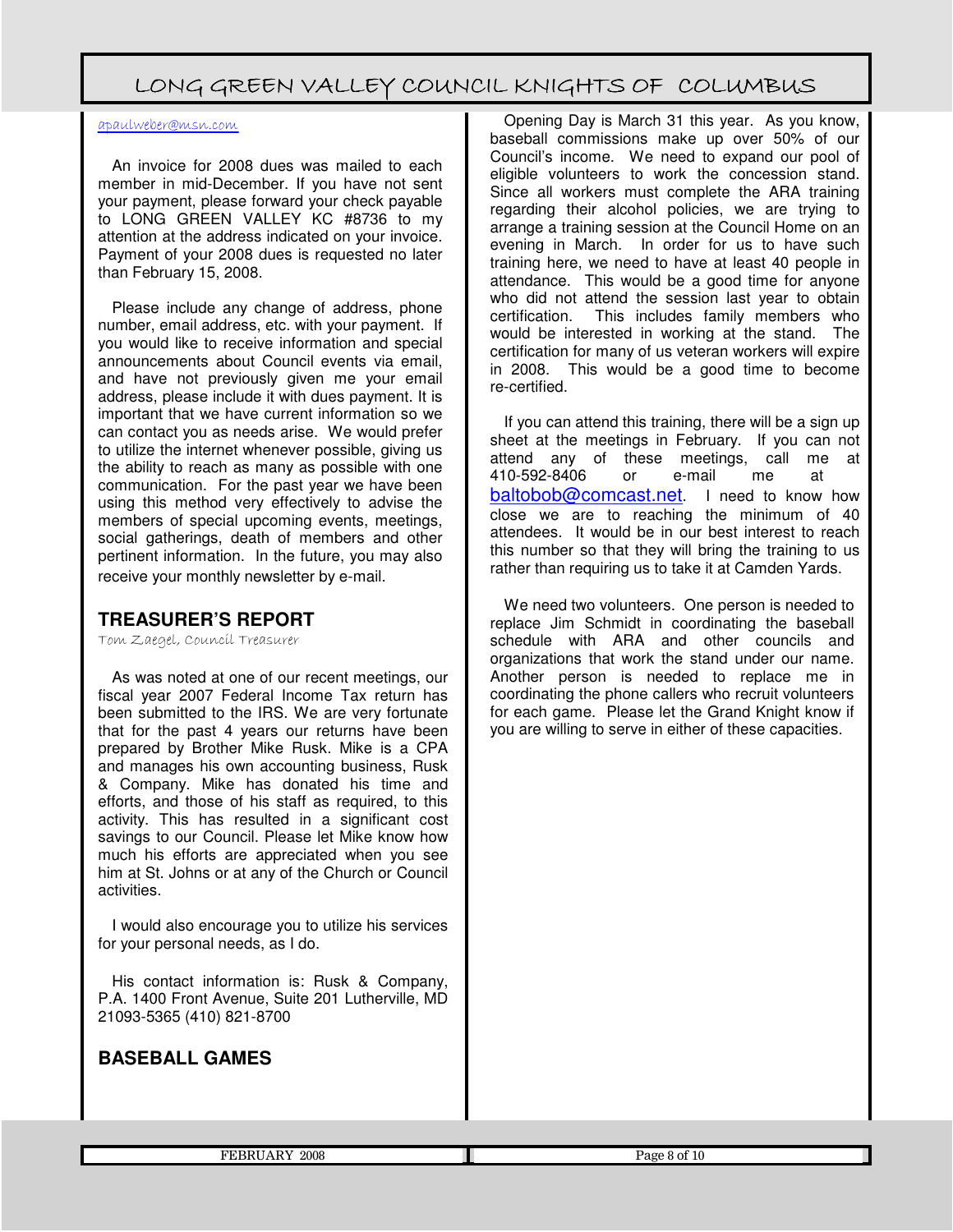apaulweber@msn.com

An invoice for 2008 dues was mailed to each member in mid-December. If you have not sent your payment, please forward your check payable to LONG GREEN VALLEY KC #8736 to my attention at the address indicated on your invoice. Payment of your 2008 dues is requested no later than February 15, 2008.

Please include any change of address, phone number, email address, etc. with your payment. If you would like to receive information and special announcements about Council events via email, and have not previously given me your email address, please include it with dues payment. It is important that we have current information so we can contact you as needs arise. We would prefer to utilize the internet whenever possible, giving us the ability to reach as many as possible with one communication. For the past year we have been using this method very effectively to advise the members of special upcoming events, meetings, social gatherings, death of members and other pertinent information. In the future, you may also receive your monthly newsletter by e-mail.

## TREASURER'S REPORT

Tom Zaegel, Council Treasurer

As was noted at one of our recent meetings, our fiscal year 2007 Federal Income Tax return has been submitted to the IRS. We are very fortunate that for the past 4 years our returns have been prepared by Brother Mike Rusk. Mike is a CPA and manages his own accounting business, Rusk & Company. Mike has donated his time and efforts, and those of his staff as required, to this activity. This has resulted in a significant cost savings to our Council. Please let Mike know how much his efforts are appreciated when you see him at St. Johns or at any of the Church or Council activities.

I would also encourage you to utilize his services for your personal needs, as I do.

His contact information is: Rusk & Company, P.A. 1400 Front Avenue, Suite 201 Lutherville, MD 21093-5365 (410) 821-8700

## BASEBALL GAMES

Opening Day is March 31 this year. As you know, baseball commissions make up over 50% of our Council's income. We need to expand our pool of eligible volunteers to work the concession stand. Since all workers must complete the ARA training regarding their alcohol policies, we are trying to arrange a training session at the Council Home on an evening in March. In order for us to have such training here, we need to have at least 40 people in attendance. This would be a good time for anyone who did not attend the session last year to obtain certification. This includes family members who would be interested in working at the stand. The certification for many of us veteran workers will expire in 2008. This would be a good time to become re-certified.

If you can attend this training, there will be a sign up sheet at the meetings in February. If you can not attend any of these meetings, call me at 410-592-8406 or e-mail me at baltobob@comcast.net. I need to know how close we are to reaching the minimum of 40 attendees. It would be in our best interest to reach this number so that they will bring the training to us rather than requiring us to take it at Camden Yards.

We need two volunteers. One person is needed to replace Jim Schmidt in coordinating the baseball schedule with ARA and other councils and organizations that work the stand under our name. Another person is needed to replace me in coordinating the phone callers who recruit volunteers for each game. Please let the Grand Knight know if you are willing to serve in either of these capacities.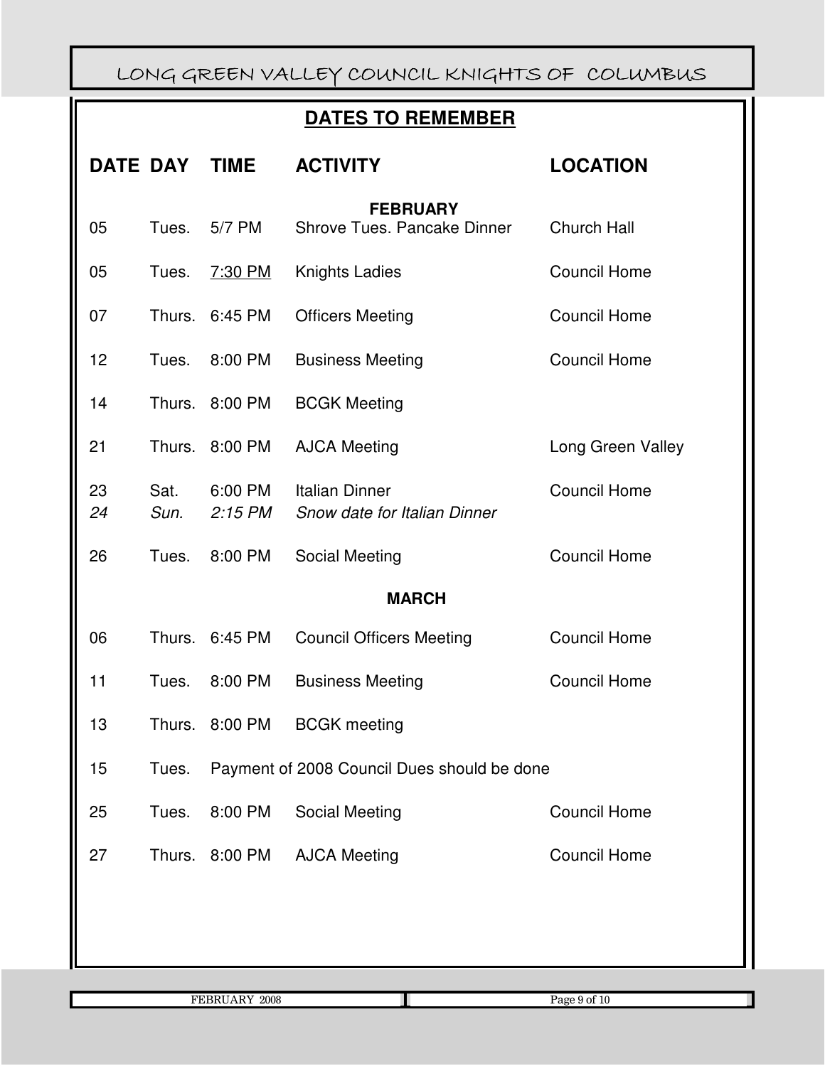## DATES TO REMEMBER

| DATE | DAY | TIME | ACTIVITY | LOCATION |
|---|---|---|---|---|
| | | | **FEBRUARY** | |
| 05 | Tues. | 5/7 PM | Shrove Tues. Pancake Dinner | Church Hall |
| 05 | Tues. | 7:30 PM | Knights Ladies | Council Home |
| 07 | Thurs. | 6:45 PM | Officers Meeting | Council Home |
| 12 | Tues. | 8:00 PM | Business Meeting | Council Home |
| 14 | Thurs. | 8:00 PM | BCGK Meeting | |
| 21 | Thurs. | 8:00 PM | AJCA Meeting | Long Green Valley |
| 23 | Sat. | 6:00 PM | Italian Dinner | Council Home |
| *24* | *Sun.* | *2:15 PM* | *Snow date for Italian Dinner* | |
| 26 | Tues. | 8:00 PM | Social Meeting | Council Home |
| | | | **MARCH** | |
| 06 | Thurs. | 6:45 PM | Council Officers Meeting | Council Home |
| 11 | Tues. | 8:00 PM | Business Meeting | Council Home |
| 13 | Thurs. | 8:00 PM | BCGK meeting | |
| 15 | Tues. | Payment of 2008 Council Dues should be done | | |
| 25 | Tues. | 8:00 PM | Social Meeting | Council Home |
| 27 | Thurs. | 8:00 PM | AJCA Meeting | Council Home |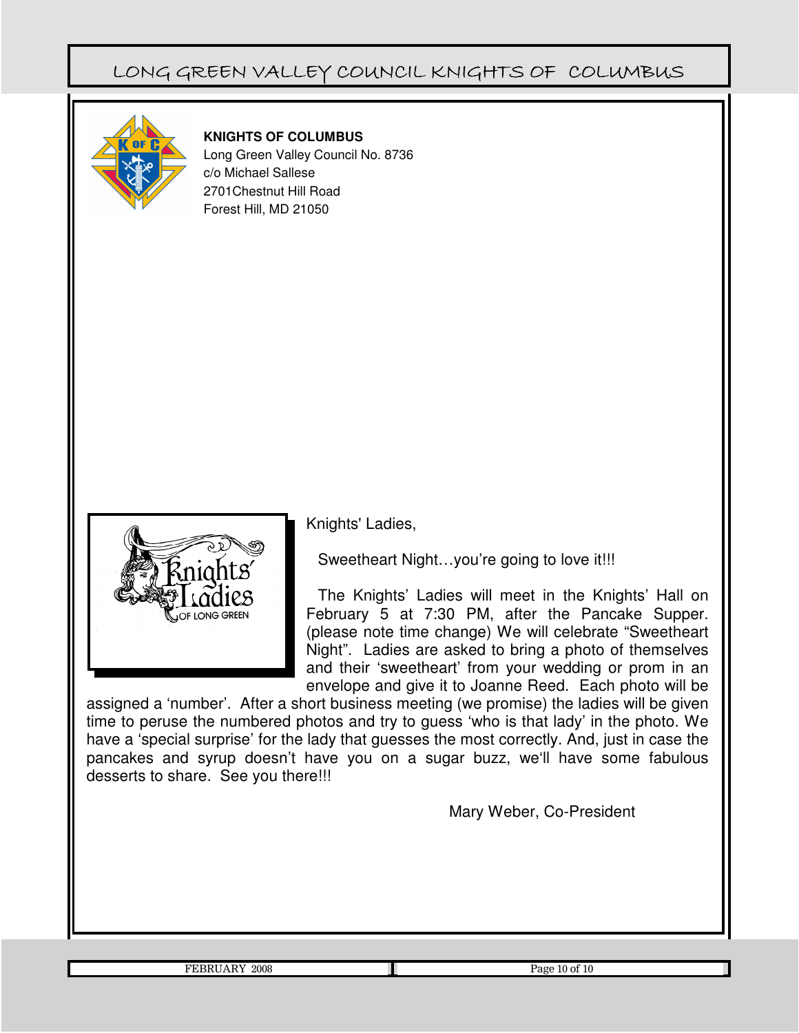**KNIGHTS OF COLUMBUS**
Long Green Valley Council No. 8736
c/o Michael Sallese
2701Chestnut Hill Road
Forest Hill, MD 21050

Knights' Ladies,

Sweetheart Night…you're going to love it!!!

The Knights' Ladies will meet in the Knights' Hall on February 5 at 7:30 PM, after the Pancake Supper. (please note time change) We will celebrate "Sweetheart Night". Ladies are asked to bring a photo of themselves and their 'sweetheart' from your wedding or prom in an envelope and give it to Joanne Reed. Each photo will be assigned a 'number'. After a short business meeting (we promise) the ladies will be given time to peruse the numbered photos and try to guess 'who is that lady' in the photo. We have a 'special surprise' for the lady that guesses the most correctly. And, just in case the pancakes and syrup doesn't have you on a sugar buzz, we'll have some fabulous desserts to share. See you there!!!

Mary Weber, Co-President